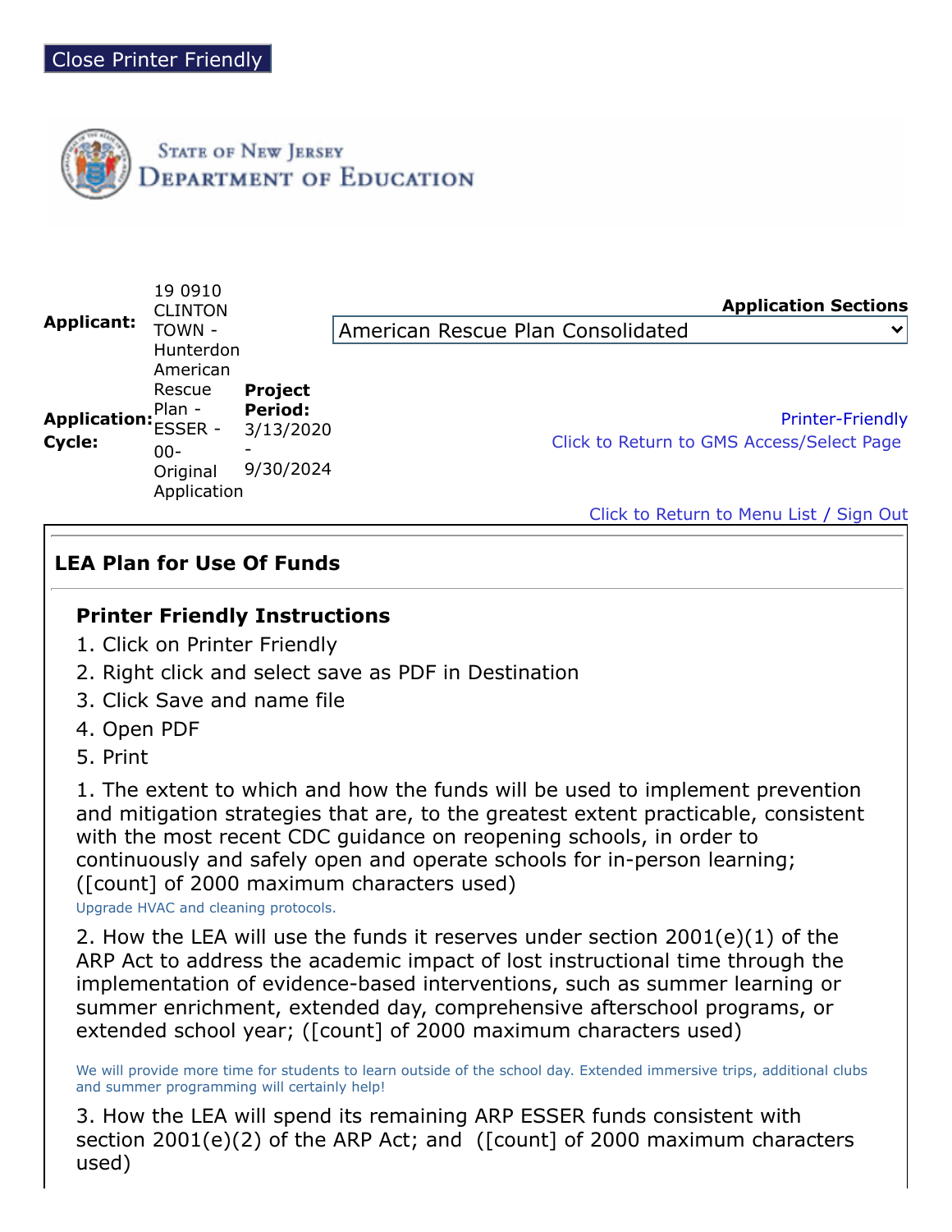Close Printer Friendly

STATE OF NEW JERSEY
DEPARTMENT OF EDUCATION

| | | | |
|---|---|---|---|
| **Applicant:** | 19 0910 CLINTON TOWN - Hunterdon | | **Application Sections** American Rescue Plan Consolidated |
| **Application: Cycle:** | American Rescue Plan - ESSER - 00-Original Application | **Project Period:** 3/13/2020 - 9/30/2024 | Printer-Friendly<br>Click to Return to GMS Access/Select Page |

Click to Return to Menu List / Sign Out

## LEA Plan for Use Of Funds

### Printer Friendly Instructions

1. Click on Printer Friendly
2. Right click and select save as PDF in Destination
3. Click Save and name file
4. Open PDF
5. Print

1. The extent to which and how the funds will be used to implement prevention and mitigation strategies that are, to the greatest extent practicable, consistent with the most recent CDC guidance on reopening schools, in order to continuously and safely open and operate schools for in-person learning; ([count] of 2000 maximum characters used)

Upgrade HVAC and cleaning protocols.

2. How the LEA will use the funds it reserves under section 2001(e)(1) of the ARP Act to address the academic impact of lost instructional time through the implementation of evidence-based interventions, such as summer learning or summer enrichment, extended day, comprehensive afterschool programs, or extended school year; ([count] of 2000 maximum characters used)

We will provide more time for students to learn outside of the school day. Extended immersive trips, additional clubs and summer programming will certainly help!

3. How the LEA will spend its remaining ARP ESSER funds consistent with section 2001(e)(2) of the ARP Act; and ([count] of 2000 maximum characters used)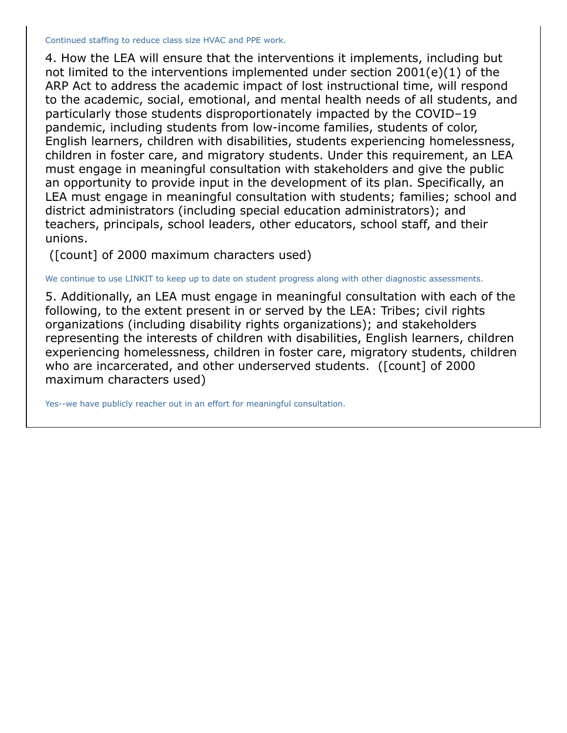Continued staffing to reduce class size HVAC and PPE work.

4. How the LEA will ensure that the interventions it implements, including but not limited to the interventions implemented under section 2001(e)(1) of the ARP Act to address the academic impact of lost instructional time, will respond to the academic, social, emotional, and mental health needs of all students, and particularly those students disproportionately impacted by the COVID–19 pandemic, including students from low-income families, students of color, English learners, children with disabilities, students experiencing homelessness, children in foster care, and migratory students. Under this requirement, an LEA must engage in meaningful consultation with stakeholders and give the public an opportunity to provide input in the development of its plan. Specifically, an LEA must engage in meaningful consultation with students; families; school and district administrators (including special education administrators); and teachers, principals, school leaders, other educators, school staff, and their unions.
([count] of 2000 maximum characters used)

We continue to use LINKIT to keep up to date on student progress along with other diagnostic assessments.

5. Additionally, an LEA must engage in meaningful consultation with each of the following, to the extent present in or served by the LEA: Tribes; civil rights organizations (including disability rights organizations); and stakeholders representing the interests of children with disabilities, English learners, children experiencing homelessness, children in foster care, migratory students, children who are incarcerated, and other underserved students. ([count] of 2000 maximum characters used)

Yes--we have publicly reacher out in an effort for meaningful consultation.